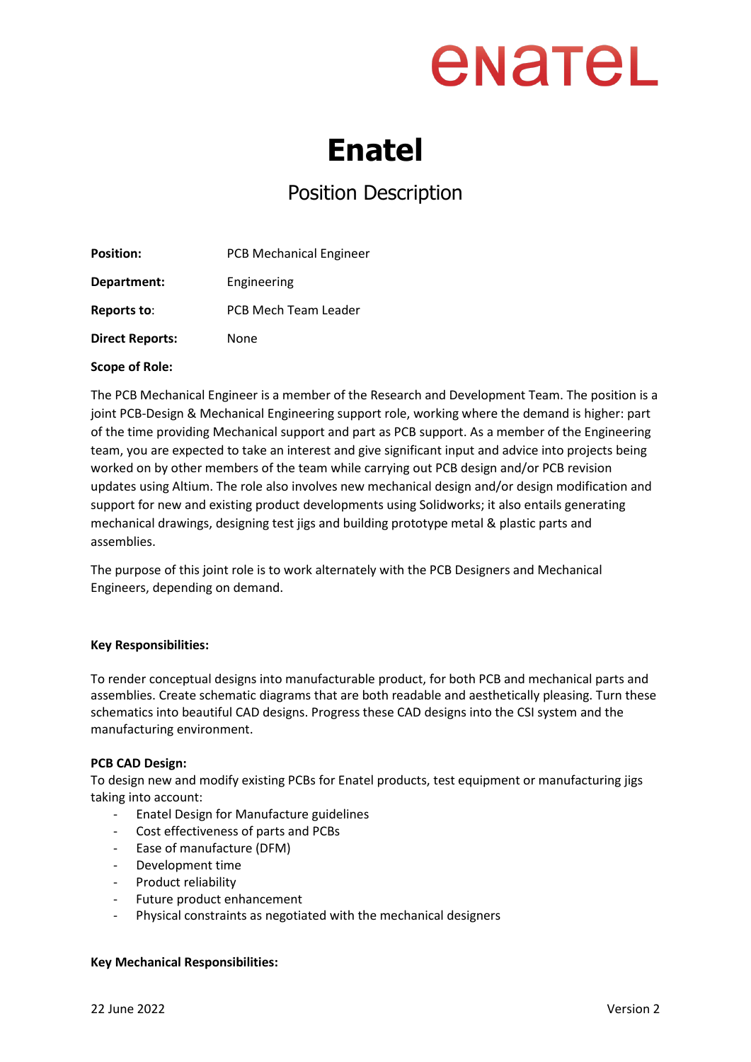# Enatel

## Position Description

**Position:** PCB Mechanical Engineer

**Department:** Engineering

**Reports to:** PCB Mech Team Leader

**Direct Reports:** None

**Scope of Role:**

The PCB Mechanical Engineer is a member of the Research and Development Team. The position is a joint PCB-Design & Mechanical Engineering support role, working where the demand is higher: part of the time providing Mechanical support and part as PCB support. As a member of the Engineering team, you are expected to take an interest and give significant input and advice into projects being worked on by other members of the team while carrying out PCB design and/or PCB revision updates using Altium. The role also involves new mechanical design and/or design modification and support for new and existing product developments using Solidworks; it also entails generating mechanical drawings, designing test jigs and building prototype metal & plastic parts and assemblies.

The purpose of this joint role is to work alternately with the PCB Designers and Mechanical Engineers, depending on demand.

**Key Responsibilities:**

To render conceptual designs into manufacturable product, for both PCB and mechanical parts and assemblies. Create schematic diagrams that are both readable and aesthetically pleasing. Turn these schematics into beautiful CAD designs. Progress these CAD designs into the CSI system and the manufacturing environment.

**PCB CAD Design:**
To design new and modify existing PCBs for Enatel products, test equipment or manufacturing jigs taking into account:

- Enatel Design for Manufacture guidelines
- Cost effectiveness of parts and PCBs
- Ease of manufacture (DFM)
- Development time
- Product reliability
- Future product enhancement
- Physical constraints as negotiated with the mechanical designers

**Key Mechanical Responsibilities:**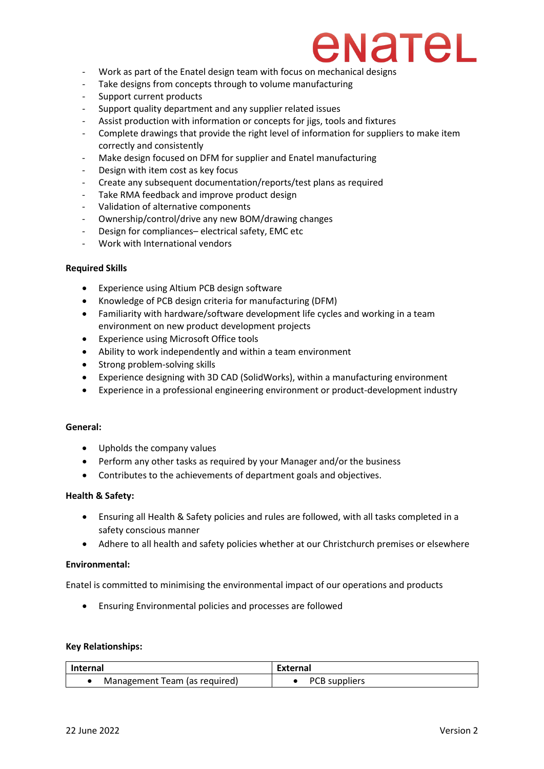- Work as part of the Enatel design team with focus on mechanical designs
- Take designs from concepts through to volume manufacturing
- Support current products
- Support quality department and any supplier related issues
- Assist production with information or concepts for jigs, tools and fixtures
- Complete drawings that provide the right level of information for suppliers to make item correctly and consistently
- Make design focused on DFM for supplier and Enatel manufacturing
- Design with item cost as key focus
- Create any subsequent documentation/reports/test plans as required
- Take RMA feedback and improve product design
- Validation of alternative components
- Ownership/control/drive any new BOM/drawing changes
- Design for compliances– electrical safety, EMC etc
- Work with International vendors

**Required Skills**

- Experience using Altium PCB design software
- Knowledge of PCB design criteria for manufacturing (DFM)
- Familiarity with hardware/software development life cycles and working in a team environment on new product development projects
- Experience using Microsoft Office tools
- Ability to work independently and within a team environment
- Strong problem-solving skills
- Experience designing with 3D CAD (SolidWorks), within a manufacturing environment
- Experience in a professional engineering environment or product-development industry

**General:**

- Upholds the company values
- Perform any other tasks as required by your Manager and/or the business
- Contributes to the achievements of department goals and objectives.

**Health & Safety:**

- Ensuring all Health & Safety policies and rules are followed, with all tasks completed in a safety conscious manner
- Adhere to all health and safety policies whether at our Christchurch premises or elsewhere

**Environmental:**

Enatel is committed to minimising the environmental impact of our operations and products

- Ensuring Environmental policies and processes are followed

**Key Relationships:**

| Internal | External |
|---|---|
| • Management Team (as required) | • PCB suppliers |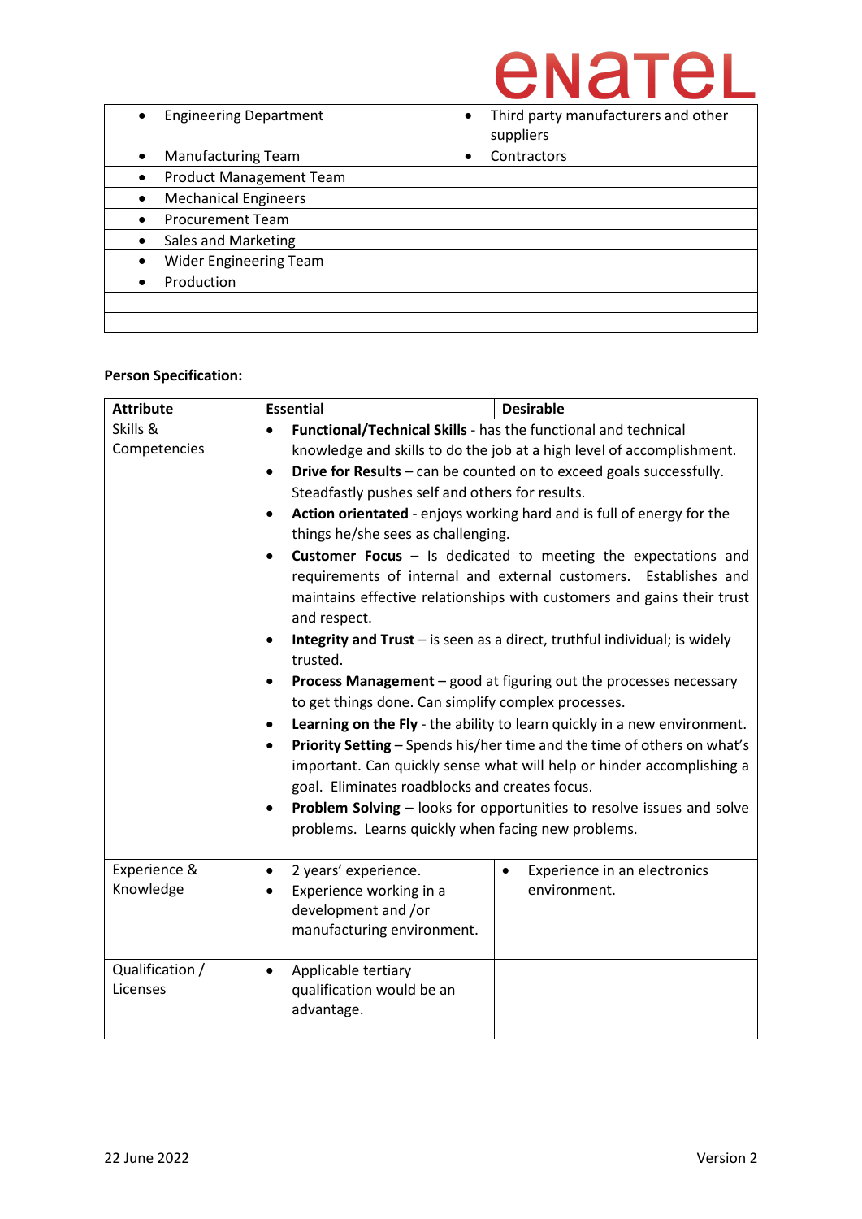| | |
|---|---|
| • Engineering Department | • Third party manufacturers and other suppliers |
| • Manufacturing Team | • Contractors |
| • Product Management Team | |
| • Mechanical Engineers | |
| • Procurement Team | |
| • Sales and Marketing | |
| • Wider Engineering Team | |
| • Production | |
| | |
| | |

**Person Specification:**

| Attribute | Essential | Desirable |
|---|---|---|
| Skills & Competencies | • **Functional/Technical Skills** - has the functional and technical knowledge and skills to do the job at a high level of accomplishment.<br>• **Drive for Results** – can be counted on to exceed goals successfully. Steadfastly pushes self and others for results.<br>• **Action orientated** - enjoys working hard and is full of energy for the things he/she sees as challenging.<br>• **Customer Focus** – Is dedicated to meeting the expectations and requirements of internal and external customers. Establishes and maintains effective relationships with customers and gains their trust and respect.<br>• **Integrity and Trust** – is seen as a direct, truthful individual; is widely trusted.<br>• **Process Management** – good at figuring out the processes necessary to get things done. Can simplify complex processes.<br>• **Learning on the Fly** - the ability to learn quickly in a new environment.<br>• **Priority Setting** – Spends his/her time and the time of others on what's important. Can quickly sense what will help or hinder accomplishing a goal. Eliminates roadblocks and creates focus.<br>• **Problem Solving** – looks for opportunities to resolve issues and solve problems. Learns quickly when facing new problems. | |
| Experience & Knowledge | • 2 years' experience.<br>• Experience working in a development and /or manufacturing environment. | • Experience in an electronics environment. |
| Qualification / Licenses | • Applicable tertiary qualification would be an advantage. | |

22 June 2022 Version 2